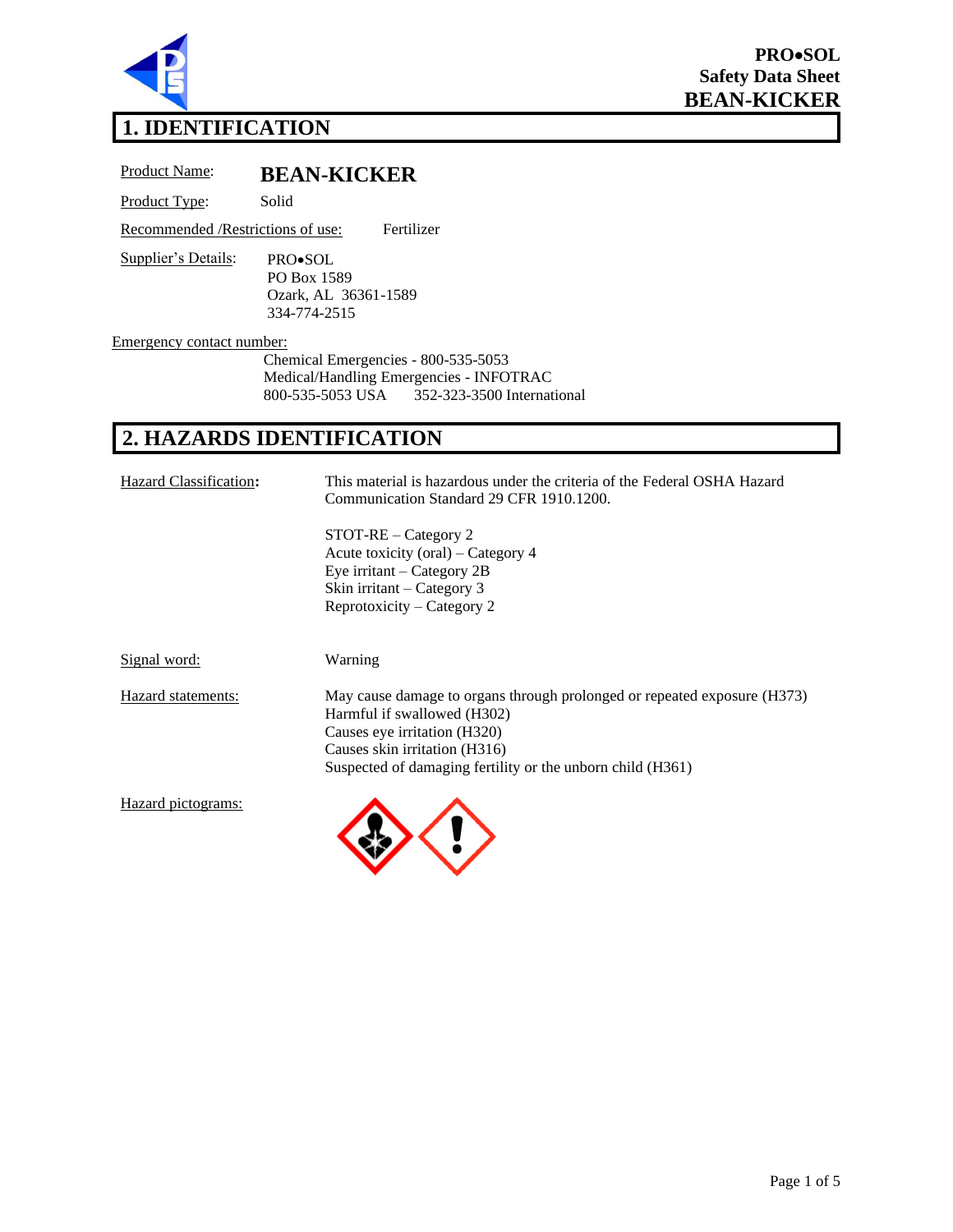# PRO•SOL Safety Data Sheet BEAN-KICKER

## 1. IDENTIFICATION

Product Name: **BEAN-KICKER**

Product Type: Solid

Recommended /Restrictions of use: Fertilizer

Supplier's Details:
PRO•SOL
PO Box 1589
Ozark, AL 36361-1589
334-774-2515

Emergency contact number:
Chemical Emergencies - 800-535-5053
Medical/Handling Emergencies - INFOTRAC
800-535-5053 USA 352-323-3500 International

## 2. HAZARDS IDENTIFICATION

Hazard Classification**:** This material is hazardous under the criteria of the Federal OSHA Hazard Communication Standard 29 CFR 1910.1200.

STOT-RE – Category 2
Acute toxicity (oral) – Category 4
Eye irritant – Category 2B
Skin irritant – Category 3
Reprotoxicity – Category 2

Signal word: Warning

Hazard statements:
May cause damage to organs through prolonged or repeated exposure (H373)
Harmful if swallowed (H302)
Causes eye irritation (H320)
Causes skin irritation (H316)
Suspected of damaging fertility or the unborn child (H361)

Hazard pictograms: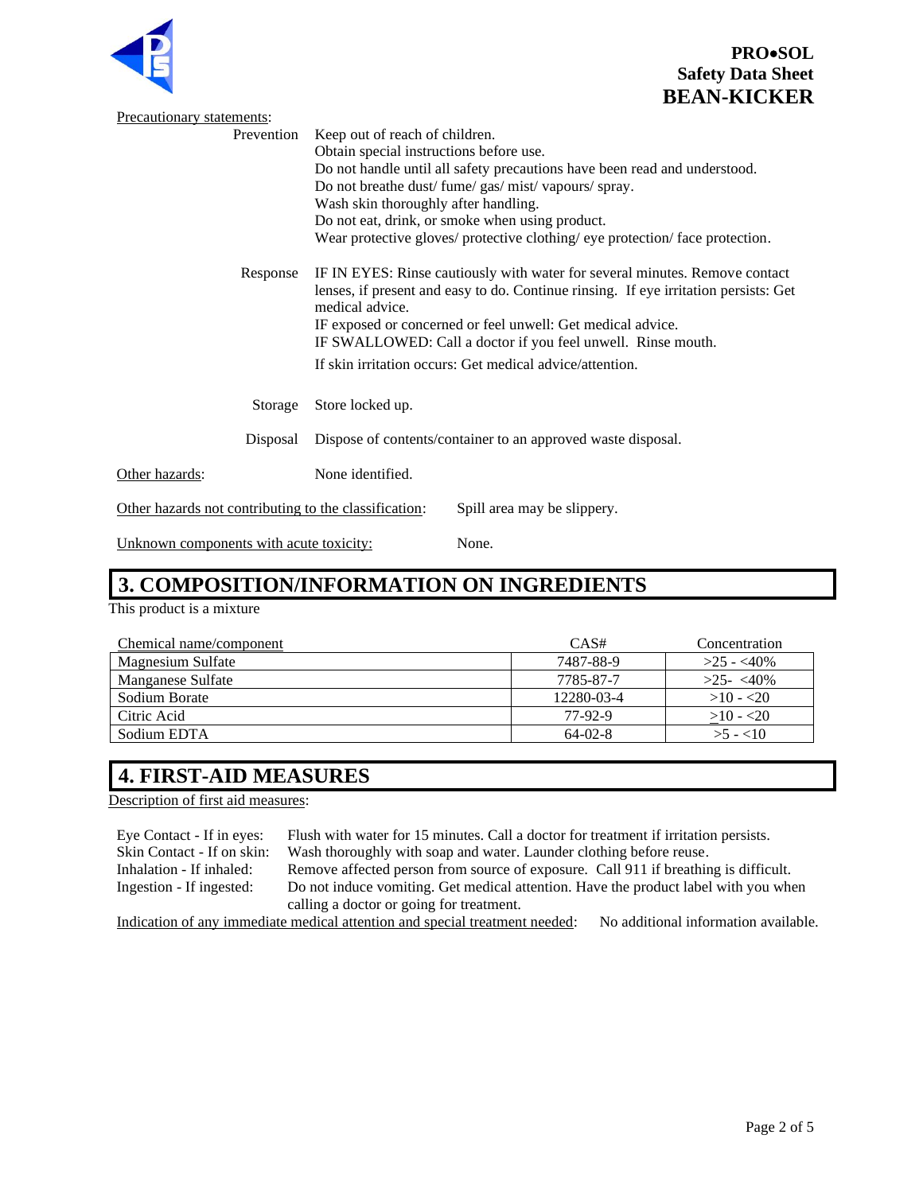Precautionary statements:

Prevention
: Keep out of reach of children.
Obtain special instructions before use.
Do not handle until all safety precautions have been read and understood.
Do not breathe dust/ fume/ gas/ mist/ vapours/ spray.
Wash skin thoroughly after handling.
Do not eat, drink, or smoke when using product.
Wear protective gloves/ protective clothing/ eye protection/ face protection.

Response
: IF IN EYES: Rinse cautiously with water for several minutes. Remove contact lenses, if present and easy to do. Continue rinsing. If eye irritation persists: Get medical advice.
IF exposed or concerned or feel unwell: Get medical advice.
IF SWALLOWED: Call a doctor if you feel unwell. Rinse mouth.
If skin irritation occurs: Get medical advice/attention.

Storage
: Store locked up.

Disposal
: Dispose of contents/container to an approved waste disposal.

Other hazards: None identified.

Other hazards not contributing to the classification: Spill area may be slippery.

Unknown components with acute toxicity: None.

## 3. COMPOSITION/INFORMATION ON INGREDIENTS

This product is a mixture

| Chemical name/component | CAS# | Concentration |
|---|---|---|
| Magnesium Sulfate | 7487-88-9 | >25 - <40% |
| Manganese Sulfate | 7785-87-7 | >25- <40% |
| Sodium Borate | 12280-03-4 | >10 - <20 |
| Citric Acid | 77-92-9 | ≥10 - <20 |
| Sodium EDTA | 64-02-8 | >5 - <10 |

## 4. FIRST-AID MEASURES

Description of first aid measures:

Eye Contact - If in eyes: Flush with water for 15 minutes. Call a doctor for treatment if irritation persists.
Skin Contact - If on skin: Wash thoroughly with soap and water. Launder clothing before reuse.
Inhalation - If inhaled: Remove affected person from source of exposure. Call 911 if breathing is difficult.
Ingestion - If ingested: Do not induce vomiting. Get medical attention. Have the product label with you when calling a doctor or going for treatment.

Indication of any immediate medical attention and special treatment needed: No additional information available.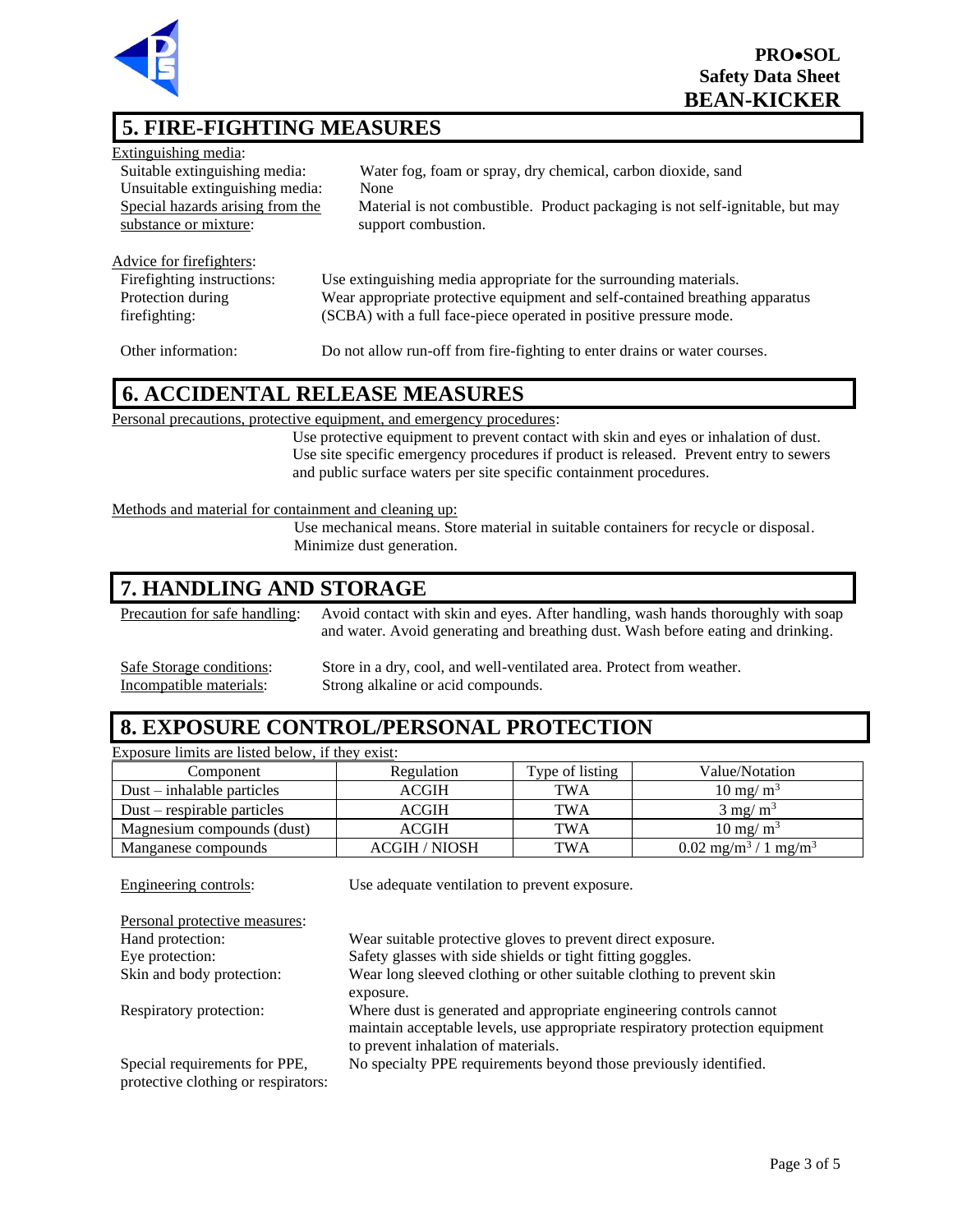## 5. FIRE-FIGHTING MEASURES

Extinguishing media:

Suitable extinguishing media: Water fog, foam or spray, dry chemical, carbon dioxide, sand

Unsuitable extinguishing media: None

Special hazards arising from the substance or mixture: Material is not combustible. Product packaging is not self-ignitable, but may support combustion.

Advice for firefighters:

Firefighting instructions: Use extinguishing media appropriate for the surrounding materials.

Protection during firefighting: Wear appropriate protective equipment and self-contained breathing apparatus (SCBA) with a full face-piece operated in positive pressure mode.

Other information: Do not allow run-off from fire-fighting to enter drains or water courses.

## 6. ACCIDENTAL RELEASE MEASURES

Personal precautions, protective equipment, and emergency procedures:

Use protective equipment to prevent contact with skin and eyes or inhalation of dust. Use site specific emergency procedures if product is released. Prevent entry to sewers and public surface waters per site specific containment procedures.

Methods and material for containment and cleaning up:

Use mechanical means. Store material in suitable containers for recycle or disposal. Minimize dust generation.

## 7. HANDLING AND STORAGE

Precaution for safe handling: Avoid contact with skin and eyes. After handling, wash hands thoroughly with soap and water. Avoid generating and breathing dust. Wash before eating and drinking.

Safe Storage conditions: Store in a dry, cool, and well-ventilated area. Protect from weather.

Incompatible materials: Strong alkaline or acid compounds.

## 8. EXPOSURE CONTROL/PERSONAL PROTECTION

Exposure limits are listed below, if they exist:

| Component | Regulation | Type of listing | Value/Notation |
|---|---|---|---|
| Dust – inhalable particles | ACGIH | TWA | 10 mg/ $m^3$ |
| Dust – respirable particles | ACGIH | TWA | 3 mg/ $m^3$ |
| Magnesium compounds (dust) | ACGIH | TWA | 10 mg/ $m^3$ |
| Manganese compounds | ACGIH / NIOSH | TWA | 0.02 mg/$m^3$ / 1 mg/$m^3$ |

Engineering controls: Use adequate ventilation to prevent exposure.

Personal protective measures:

Hand protection: Wear suitable protective gloves to prevent direct exposure.

Eye protection: Safety glasses with side shields or tight fitting goggles.

Skin and body protection: Wear long sleeved clothing or other suitable clothing to prevent skin exposure.

Respiratory protection: Where dust is generated and appropriate engineering controls cannot maintain acceptable levels, use appropriate respiratory protection equipment to prevent inhalation of materials.

Special requirements for PPE, protective clothing or respirators: No specialty PPE requirements beyond those previously identified.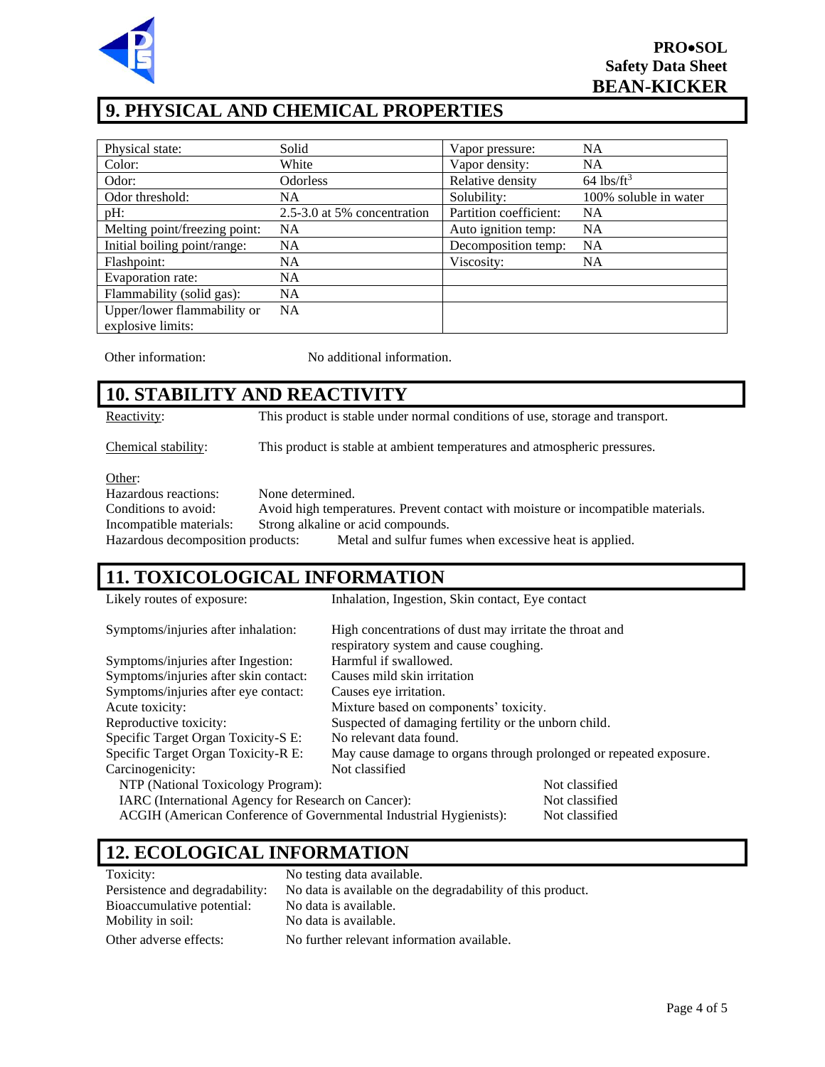## 9. PHYSICAL AND CHEMICAL PROPERTIES

| Physical state: | Solid | Vapor pressure: | NA |
|---|---|---|---|
| Color: | White | Vapor density: | NA |
| Odor: | Odorless | Relative density | 64 lbs/ft$^3$ |
| Odor threshold: | NA | Solubility: | 100% soluble in water |
| pH: | 2.5-3.0 at 5% concentration | Partition coefficient: | NA |
| Melting point/freezing point: | NA | Auto ignition temp: | NA |
| Initial boiling point/range: | NA | Decomposition temp: | NA |
| Flashpoint: | NA | Viscosity: | NA |
| Evaporation rate: | NA | | |
| Flammability (solid gas): | NA | | |
| Upper/lower flammability or explosive limits: | NA | | |

Other information: No additional information.

## 10. STABILITY AND REACTIVITY

Reactivity: This product is stable under normal conditions of use, storage and transport.

Chemical stability: This product is stable at ambient temperatures and atmospheric pressures.

Other:

Hazardous reactions: None determined.
Conditions to avoid: Avoid high temperatures. Prevent contact with moisture or incompatible materials.
Incompatible materials: Strong alkaline or acid compounds.
Hazardous decomposition products: Metal and sulfur fumes when excessive heat is applied.

## 11. TOXICOLOGICAL INFORMATION

Likely routes of exposure: Inhalation, Ingestion, Skin contact, Eye contact

Symptoms/injuries after inhalation: High concentrations of dust may irritate the throat and respiratory system and cause coughing.
Symptoms/injuries after Ingestion: Harmful if swallowed.
Symptoms/injuries after skin contact: Causes mild skin irritation
Symptoms/injuries after eye contact: Causes eye irritation.
Acute toxicity: Mixture based on components' toxicity.
Reproductive toxicity: Suspected of damaging fertility or the unborn child.
Specific Target Organ Toxicity-S E: No relevant data found.
Specific Target Organ Toxicity-R E: May cause damage to organs through prolonged or repeated exposure.
Carcinogenicity: Not classified
NTP (National Toxicology Program): Not classified
IARC (International Agency for Research on Cancer): Not classified
ACGIH (American Conference of Governmental Industrial Hygienists): Not classified

## 12. ECOLOGICAL INFORMATION

Toxicity: No testing data available.
Persistence and degradability: No data is available on the degradability of this product.
Bioaccumulative potential: No data is available.
Mobility in soil: No data is available.
Other adverse effects: No further relevant information available.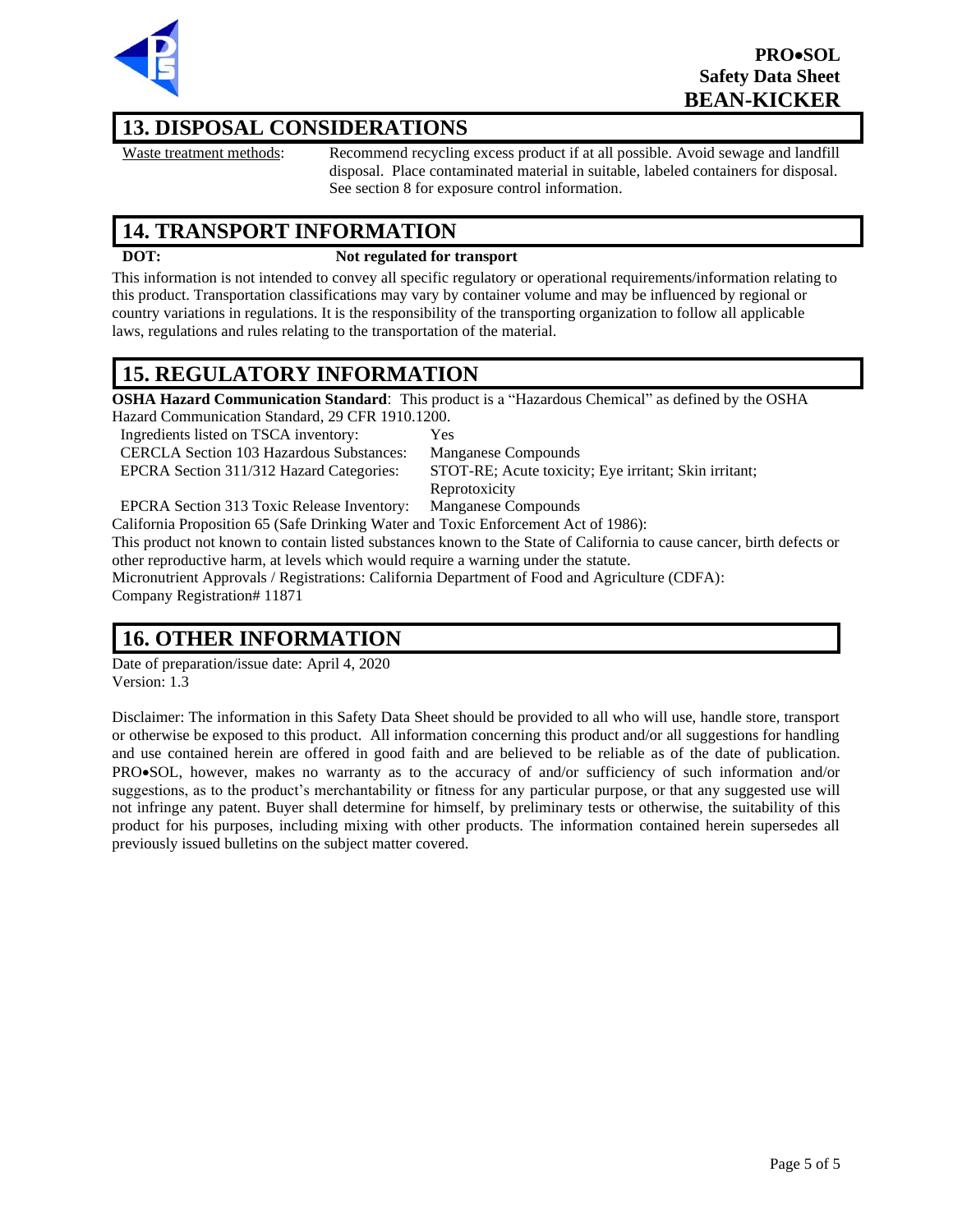## 13. DISPOSAL CONSIDERATIONS

Waste treatment methods: Recommend recycling excess product if at all possible. Avoid sewage and landfill disposal. Place contaminated material in suitable, labeled containers for disposal. See section 8 for exposure control information.

## 14. TRANSPORT INFORMATION

**DOT:** **Not regulated for transport**

This information is not intended to convey all specific regulatory or operational requirements/information relating to this product. Transportation classifications may vary by container volume and may be influenced by regional or country variations in regulations. It is the responsibility of the transporting organization to follow all applicable laws, regulations and rules relating to the transportation of the material.

## 15. REGULATORY INFORMATION

**OSHA Hazard Communication Standard**: This product is a "Hazardous Chemical" as defined by the OSHA Hazard Communication Standard, 29 CFR 1910.1200.

| | |
|---|---|
| Ingredients listed on TSCA inventory: | Yes |
| CERCLA Section 103 Hazardous Substances: | Manganese Compounds |
| EPCRA Section 311/312 Hazard Categories: | STOT-RE; Acute toxicity; Eye irritant; Skin irritant; Reprotoxicity |
| EPCRA Section 313 Toxic Release Inventory: | Manganese Compounds |

California Proposition 65 (Safe Drinking Water and Toxic Enforcement Act of 1986):
This product not known to contain listed substances known to the State of California to cause cancer, birth defects or other reproductive harm, at levels which would require a warning under the statute.
Micronutrient Approvals / Registrations: California Department of Food and Agriculture (CDFA):
Company Registration# 11871

## 16. OTHER INFORMATION

Date of preparation/issue date: April 4, 2020
Version: 1.3

Disclaimer: The information in this Safety Data Sheet should be provided to all who will use, handle store, transport or otherwise be exposed to this product. All information concerning this product and/or all suggestions for handling and use contained herein are offered in good faith and are believed to be reliable as of the date of publication. PRO•SOL, however, makes no warranty as to the accuracy of and/or sufficiency of such information and/or suggestions, as to the product's merchantability or fitness for any particular purpose, or that any suggested use will not infringe any patent. Buyer shall determine for himself, by preliminary tests or otherwise, the suitability of this product for his purposes, including mixing with other products. The information contained herein supersedes all previously issued bulletins on the subject matter covered.